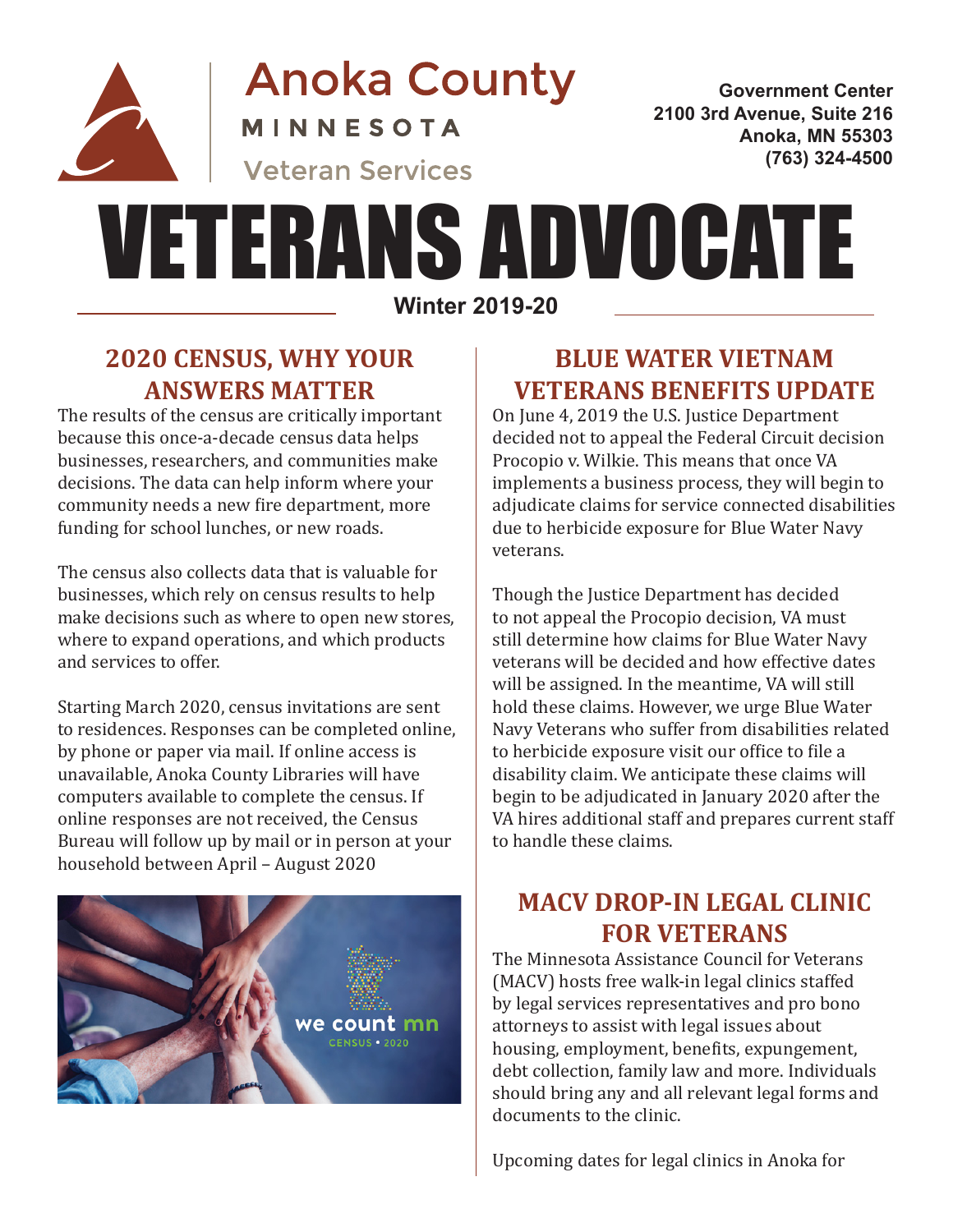Anoka County

MINNESOTA

Veteran Services

Government Center
2100 3rd Avenue, Suite 216
Anoka, MN 55303
(763) 324-4500

# VETERANS ADVOCATE

**Winter 2019-20**

## 2020 CENSUS, WHY YOUR ANSWERS MATTER

The results of the census are critically important because this once-a-decade census data helps businesses, researchers, and communities make decisions. The data can help inform where your community needs a new fire department, more funding for school lunches, or new roads.

The census also collects data that is valuable for businesses, which rely on census results to help make decisions such as where to open new stores, where to expand operations, and which products and services to offer.

Starting March 2020, census invitations are sent to residences. Responses can be completed online, by phone or paper via mail. If online access is unavailable, Anoka County Libraries will have computers available to complete the census. If online responses are not received, the Census Bureau will follow up by mail or in person at your household between April – August 2020

we count mn
CENSUS • 2020

## BLUE WATER VIETNAM VETERANS BENEFITS UPDATE

On June 4, 2019 the U.S. Justice Department decided not to appeal the Federal Circuit decision Procopio v. Wilkie. This means that once VA implements a business process, they will begin to adjudicate claims for service connected disabilities due to herbicide exposure for Blue Water Navy veterans.

Though the Justice Department has decided to not appeal the Procopio decision, VA must still determine how claims for Blue Water Navy veterans will be decided and how effective dates will be assigned. In the meantime, VA will still hold these claims. However, we urge Blue Water Navy Veterans who suffer from disabilities related to herbicide exposure visit our office to file a disability claim. We anticipate these claims will begin to be adjudicated in January 2020 after the VA hires additional staff and prepares current staff to handle these claims.

## MACV DROP-IN LEGAL CLINIC FOR VETERANS

The Minnesota Assistance Council for Veterans (MACV) hosts free walk-in legal clinics staffed by legal services representatives and pro bono attorneys to assist with legal issues about housing, employment, benefits, expungement, debt collection, family law and more. Individuals should bring any and all relevant legal forms and documents to the clinic.

Upcoming dates for legal clinics in Anoka for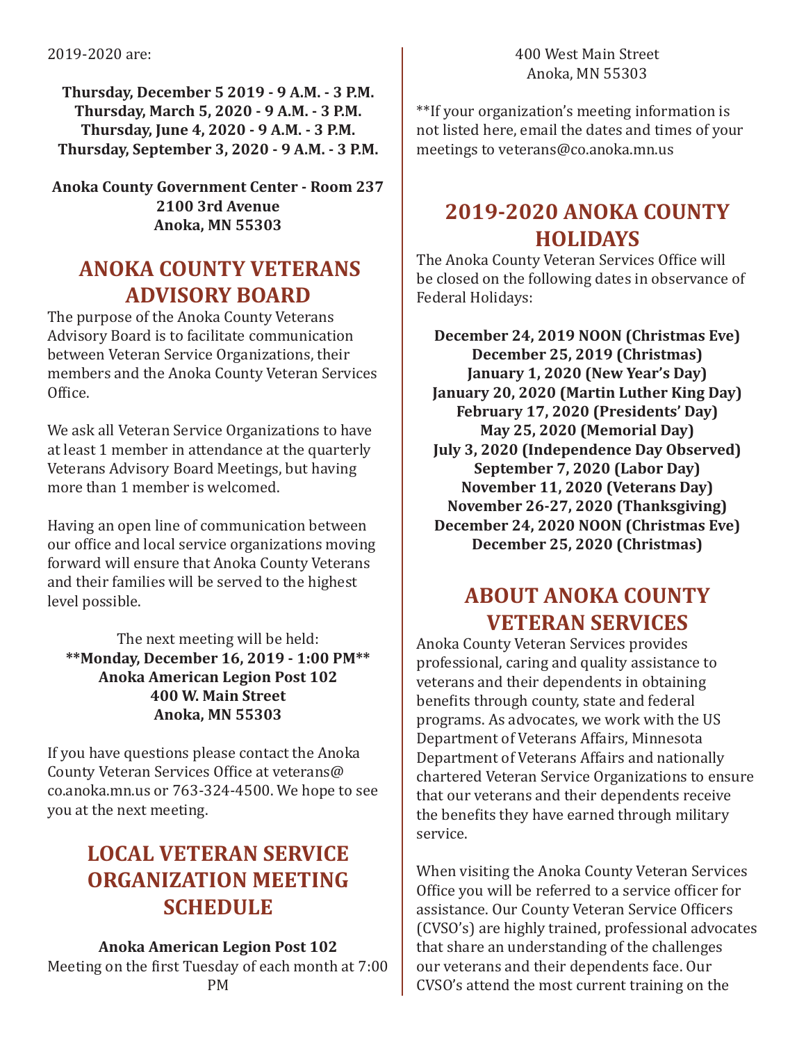2019-2020 are:

**Thursday, December 5 2019 - 9 A.M. - 3 P.M.**
**Thursday, March 5, 2020 - 9 A.M. - 3 P.M.**
**Thursday, June 4, 2020 - 9 A.M. - 3 P.M.**
**Thursday, September 3, 2020 - 9 A.M. - 3 P.M.**

**Anoka County Government Center - Room 237**
**2100 3rd Avenue**
**Anoka, MN 55303**

## ANOKA COUNTY VETERANS ADVISORY BOARD

The purpose of the Anoka County Veterans Advisory Board is to facilitate communication between Veteran Service Organizations, their members and the Anoka County Veteran Services Office.

We ask all Veteran Service Organizations to have at least 1 member in attendance at the quarterly Veterans Advisory Board Meetings, but having more than 1 member is welcomed.

Having an open line of communication between our office and local service organizations moving forward will ensure that Anoka County Veterans and their families will be served to the highest level possible.

The next meeting will be held:
**\*\*Monday, December 16, 2019 - 1:00 PM\*\***
**Anoka American Legion Post 102**
**400 W. Main Street**
**Anoka, MN 55303**

If you have questions please contact the Anoka County Veteran Services Office at veterans@co.anoka.mn.us or 763-324-4500. We hope to see you at the next meeting.

## LOCAL VETERAN SERVICE ORGANIZATION MEETING SCHEDULE

**Anoka American Legion Post 102**
Meeting on the first Tuesday of each month at 7:00 PM
400 West Main Street
Anoka, MN 55303

**If your organization's meeting information is not listed here, email the dates and times of your meetings to veterans@co.anoka.mn.us

## 2019-2020 ANOKA COUNTY HOLIDAYS

The Anoka County Veteran Services Office will be closed on the following dates in observance of Federal Holidays:

**December 24, 2019 NOON (Christmas Eve)**
**December 25, 2019 (Christmas)**
**January 1, 2020 (New Year's Day)**
**January 20, 2020 (Martin Luther King Day)**
**February 17, 2020 (Presidents' Day)**
**May 25, 2020 (Memorial Day)**
**July 3, 2020 (Independence Day Observed)**
**September 7, 2020 (Labor Day)**
**November 11, 2020 (Veterans Day)**
**November 26-27, 2020 (Thanksgiving)**
**December 24, 2020 NOON (Christmas Eve)**
**December 25, 2020 (Christmas)**

## ABOUT ANOKA COUNTY VETERAN SERVICES

Anoka County Veteran Services provides professional, caring and quality assistance to veterans and their dependents in obtaining benefits through county, state and federal programs. As advocates, we work with the US Department of Veterans Affairs, Minnesota Department of Veterans Affairs and nationally chartered Veteran Service Organizations to ensure that our veterans and their dependents receive the benefits they have earned through military service.

When visiting the Anoka County Veteran Services Office you will be referred to a service officer for assistance. Our County Veteran Service Officers (CVSO's) are highly trained, professional advocates that share an understanding of the challenges our veterans and their dependents face. Our CVSO's attend the most current training on the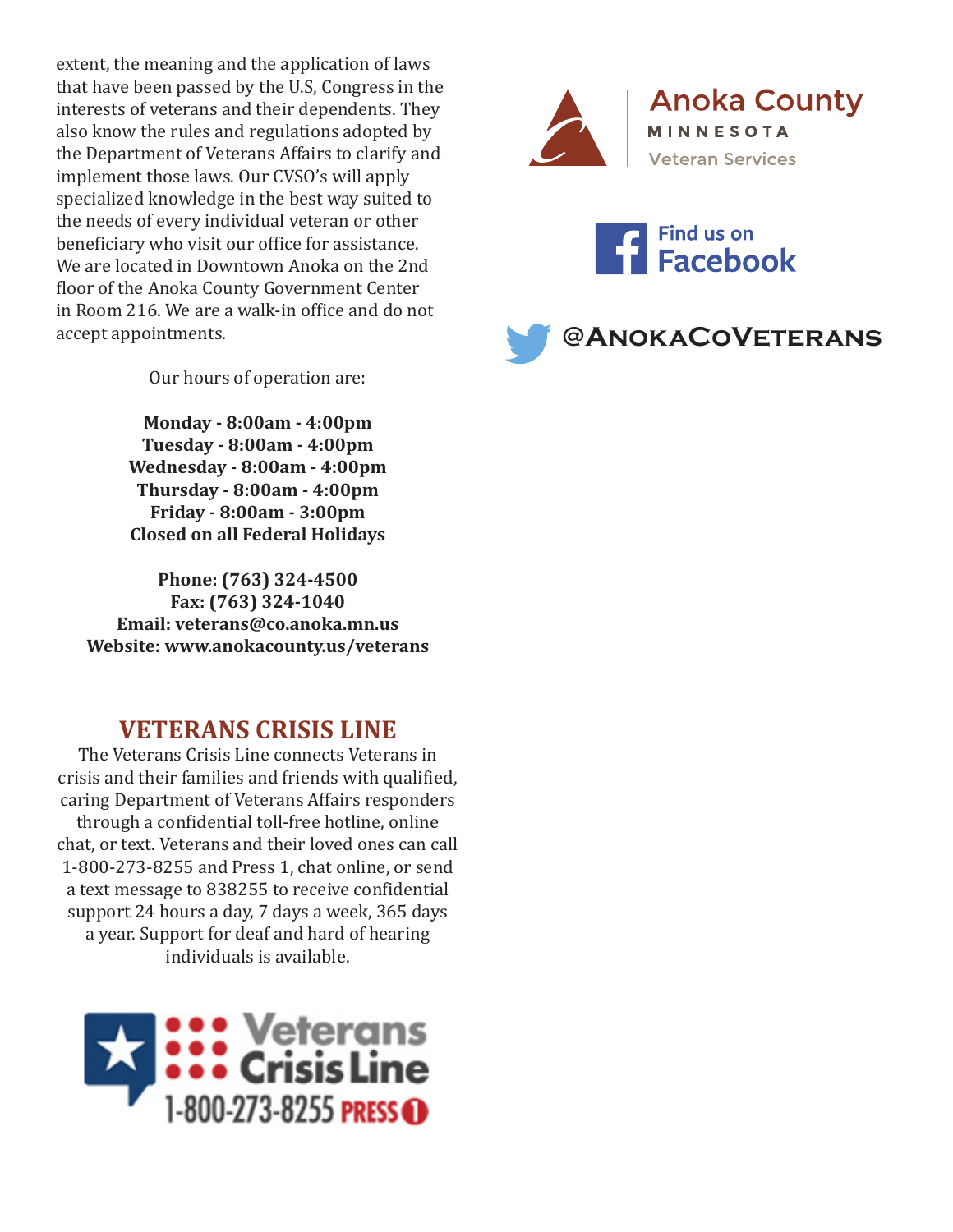extent, the meaning and the application of laws that have been passed by the U.S, Congress in the interests of veterans and their dependents. They also know the rules and regulations adopted by the Department of Veterans Affairs to clarify and implement those laws. Our CVSO's will apply specialized knowledge in the best way suited to the needs of every individual veteran or other beneficiary who visit our office for assistance. We are located in Downtown Anoka on the 2nd floor of the Anoka County Government Center in Room 216. We are a walk-in office and do not accept appointments.

Our hours of operation are:

**Monday - 8:00am - 4:00pm**
**Tuesday - 8:00am - 4:00pm**
**Wednesday - 8:00am - 4:00pm**
**Thursday - 8:00am - 4:00pm**
**Friday - 8:00am - 3:00pm**
**Closed on all Federal Holidays**

**Phone: (763) 324-4500**
**Fax: (763) 324-1040**
**Email: veterans@co.anoka.mn.us**
**Website: www.anokacounty.us/veterans**

## VETERANS CRISIS LINE

The Veterans Crisis Line connects Veterans in crisis and their families and friends with qualified, caring Department of Veterans Affairs responders through a confidential toll-free hotline, online chat, or text. Veterans and their loved ones can call 1-800-273-8255 and Press 1, chat online, or send a text message to 838255 to receive confidential support 24 hours a day, 7 days a week, 365 days a year. Support for deaf and hard of hearing individuals is available.

Veterans Crisis Line
1-800-273-8255 PRESS 1

Anoka County
MINNESOTA
Veteran Services

Find us on Facebook

@AnokaCoVeterans